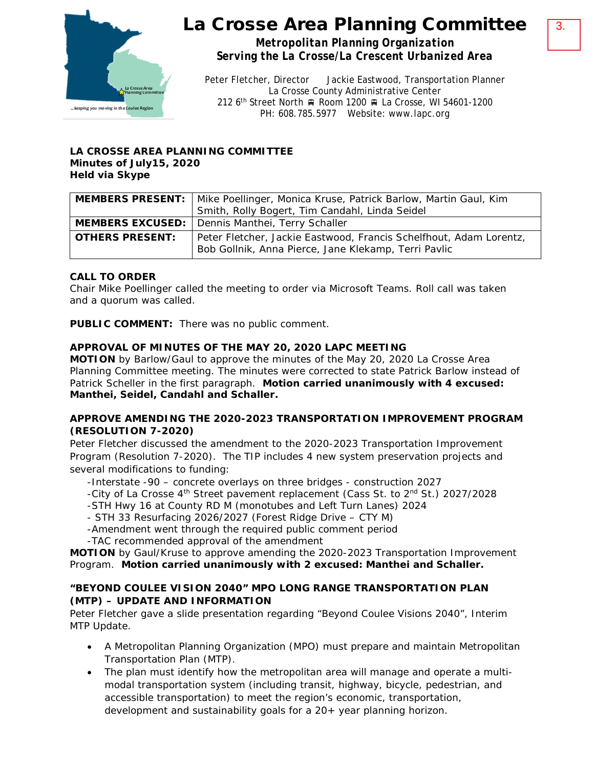# La Crosse Area Planning Committee

3.

***Metropolitan Planning Organization***
***Serving the La Crosse/La Crescent Urbanized Area***

Peter Fletcher, Director Jackie Eastwood, Transportation Planner
La Crosse County Administrative Center
212 6th Street North ■ Room 1200 ■ La Crosse, WI 54601-1200
PH: 608.785.5977 Website: www.lapc.org

**LA CROSSE AREA PLANNING COMMITTEE**
**Minutes of July15, 2020**
**Held via Skype**

| **MEMBERS PRESENT:** | Mike Poellinger, Monica Kruse, Patrick Barlow, Martin Gaul, Kim Smith, Rolly Bogert, Tim Candahl, Linda Seidel |
|---|---|
| **MEMBERS EXCUSED:** | Dennis Manthei, Terry Schaller |
| **OTHERS PRESENT:** | Peter Fletcher, Jackie Eastwood, Francis Schelfhout, Adam Lorentz, Bob Gollnik, Anna Pierce, Jane Klekamp, Terri Pavlic |

**CALL TO ORDER**
Chair Mike Poellinger called the meeting to order via Microsoft Teams. Roll call was taken and a quorum was called.

**PUBLIC COMMENT:** There was no public comment.

**APPROVAL OF MINUTES OF THE MAY 20, 2020 LAPC MEETING**
**MOTION** by Barlow/Gaul to approve the minutes of the May 20, 2020 La Crosse Area Planning Committee meeting. The minutes were corrected to state Patrick Barlow instead of Patrick Scheller in the first paragraph. **Motion carried unanimously with 4 excused: Manthei, Seidel, Candahl and Schaller.**

**APPROVE AMENDING THE 2020-2023 TRANSPORTATION IMPROVEMENT PROGRAM (RESOLUTION 7-2020)**
Peter Fletcher discussed the amendment to the 2020-2023 Transportation Improvement Program (Resolution 7-2020). The TIP includes 4 new system preservation projects and several modifications to funding:

- -Interstate -90 – concrete overlays on three bridges - construction 2027
- -City of La Crosse 4th Street pavement replacement (Cass St. to 2nd St.) 2027/2028
- -STH Hwy 16 at County RD M (monotubes and Left Turn Lanes) 2024
- - STH 33 Resurfacing 2026/2027 (Forest Ridge Drive – CTY M)
- -Amendment went through the required public comment period
- -TAC recommended approval of the amendment

**MOTION** by Gaul/Kruse to approve amending the 2020-2023 Transportation Improvement Program. **Motion carried unanimously with 2 excused: Manthei and Schaller.**

**"BEYOND COULEE VISION 2040" MPO LONG RANGE TRANSPORTATION PLAN (MTP) – UPDATE AND INFORMATION**
Peter Fletcher gave a slide presentation regarding "Beyond Coulee Visions 2040", Interim MTP Update.

- A Metropolitan Planning Organization (MPO) must prepare and maintain Metropolitan Transportation Plan (MTP).
- The plan must identify how the metropolitan area will manage and operate a multi-modal transportation system (including transit, highway, bicycle, pedestrian, and accessible transportation) to meet the region's economic, transportation, development and sustainability goals for a 20+ year planning horizon.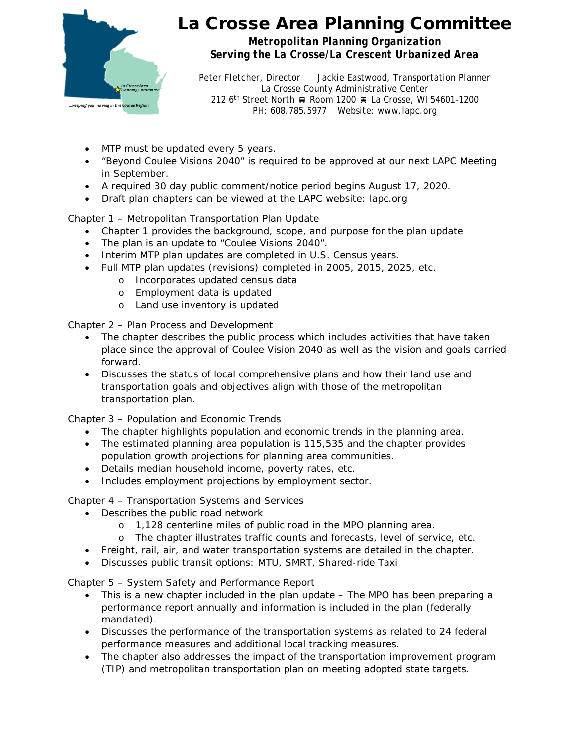# La Crosse Area Planning Committee

***Metropolitan Planning Organization***
***Serving the La Crosse/La Crescent Urbanized Area***

Peter Fletcher, Director  Jackie Eastwood, Transportation Planner
La Crosse County Administrative Center
212 6th Street North ⊞ Room 1200 ⊞ La Crosse, WI 54601-1200
PH: 608.785.5977  Website: www.lapc.org

- MTP must be updated every 5 years.
- "Beyond Coulee Visions 2040" is required to be approved at our next LAPC Meeting in September.
- A required 30 day public comment/notice period begins August 17, 2020.
- Draft plan chapters can be viewed at the LAPC website: lapc.org

Chapter 1 – Metropolitan Transportation Plan Update

- Chapter 1 provides the background, scope, and purpose for the plan update
- The plan is an update to "Coulee Visions 2040".
- Interim MTP plan updates are completed in U.S. Census years.
- Full MTP plan updates (revisions) completed in 2005, 2015, 2025, etc.
  - Incorporates updated census data
  - Employment data is updated
  - Land use inventory is updated

Chapter 2 – Plan Process and Development

- The chapter describes the public process which includes activities that have taken place since the approval of Coulee Vision 2040 as well as the vision and goals carried forward.
- Discusses the status of local comprehensive plans and how their land use and transportation goals and objectives align with those of the metropolitan transportation plan.

Chapter 3 – Population and Economic Trends

- The chapter highlights population and economic trends in the planning area.
- The estimated planning area population is 115,535 and the chapter provides population growth projections for planning area communities.
- Details median household income, poverty rates, etc.
- Includes employment projections by employment sector.

Chapter 4 – Transportation Systems and Services

- Describes the public road network
  - 1,128 centerline miles of public road in the MPO planning area.
  - The chapter illustrates traffic counts and forecasts, level of service, etc.
- Freight, rail, air, and water transportation systems are detailed in the chapter.
- Discusses public transit options: MTU, SMRT, Shared-ride Taxi

Chapter 5 – System Safety and Performance Report

- This is a new chapter included in the plan update – The MPO has been preparing a performance report annually and information is included in the plan (federally mandated).
- Discusses the performance of the transportation systems as related to 24 federal performance measures and additional local tracking measures.
- The chapter also addresses the impact of the transportation improvement program (TIP) and metropolitan transportation plan on meeting adopted state targets.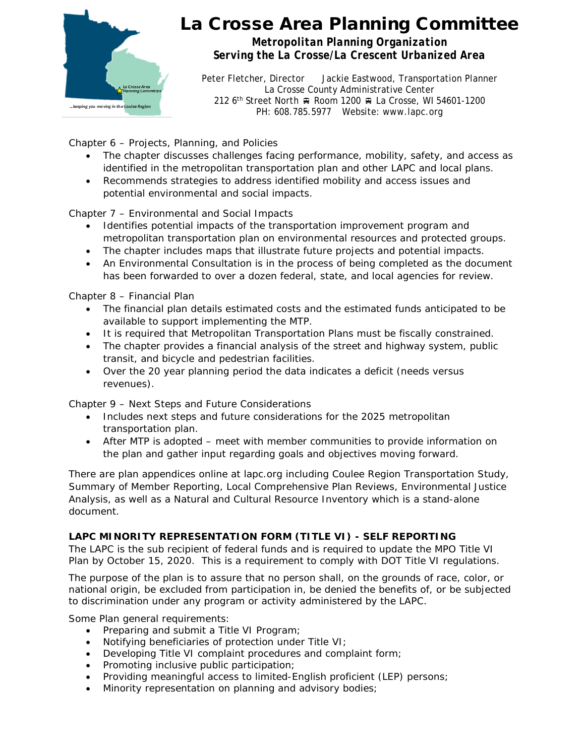Chapter 6 – Projects, Planning, and Policies

- The chapter discusses challenges facing performance, mobility, safety, and access as identified in the metropolitan transportation plan and other LAPC and local plans.
- Recommends strategies to address identified mobility and access issues and potential environmental and social impacts.

Chapter 7 – Environmental and Social Impacts

- Identifies potential impacts of the transportation improvement program and metropolitan transportation plan on environmental resources and protected groups.
- The chapter includes maps that illustrate future projects and potential impacts.
- An Environmental Consultation is in the process of being completed as the document has been forwarded to over a dozen federal, state, and local agencies for review.

Chapter 8 – Financial Plan

- The financial plan details estimated costs and the estimated funds anticipated to be available to support implementing the MTP.
- It is required that Metropolitan Transportation Plans must be fiscally constrained.
- The chapter provides a financial analysis of the street and highway system, public transit, and bicycle and pedestrian facilities.
- Over the 20 year planning period the data indicates a deficit (needs versus revenues).

Chapter 9 – Next Steps and Future Considerations

- Includes next steps and future considerations for the 2025 metropolitan transportation plan.
- After MTP is adopted – meet with member communities to provide information on the plan and gather input regarding goals and objectives moving forward.

There are plan appendices online at lapc.org including Coulee Region Transportation Study, Summary of Member Reporting, Local Comprehensive Plan Reviews, Environmental Justice Analysis, as well as a Natural and Cultural Resource Inventory which is a stand-alone document.

**LAPC MINORITY REPRESENTATION FORM (TITLE VI) - SELF REPORTING**

The LAPC is the sub recipient of federal funds and is required to update the MPO Title VI Plan by October 15, 2020. This is a requirement to comply with DOT Title VI regulations.

The purpose of the plan is to assure that no person shall, on the grounds of race, color, or national origin, be excluded from participation in, be denied the benefits of, or be subjected to discrimination under any program or activity administered by the LAPC.

Some Plan general requirements:

- Preparing and submit a Title VI Program;
- Notifying beneficiaries of protection under Title VI;
- Developing Title VI complaint procedures and complaint form;
- Promoting inclusive public participation;
- Providing meaningful access to limited-English proficient (LEP) persons;
- Minority representation on planning and advisory bodies;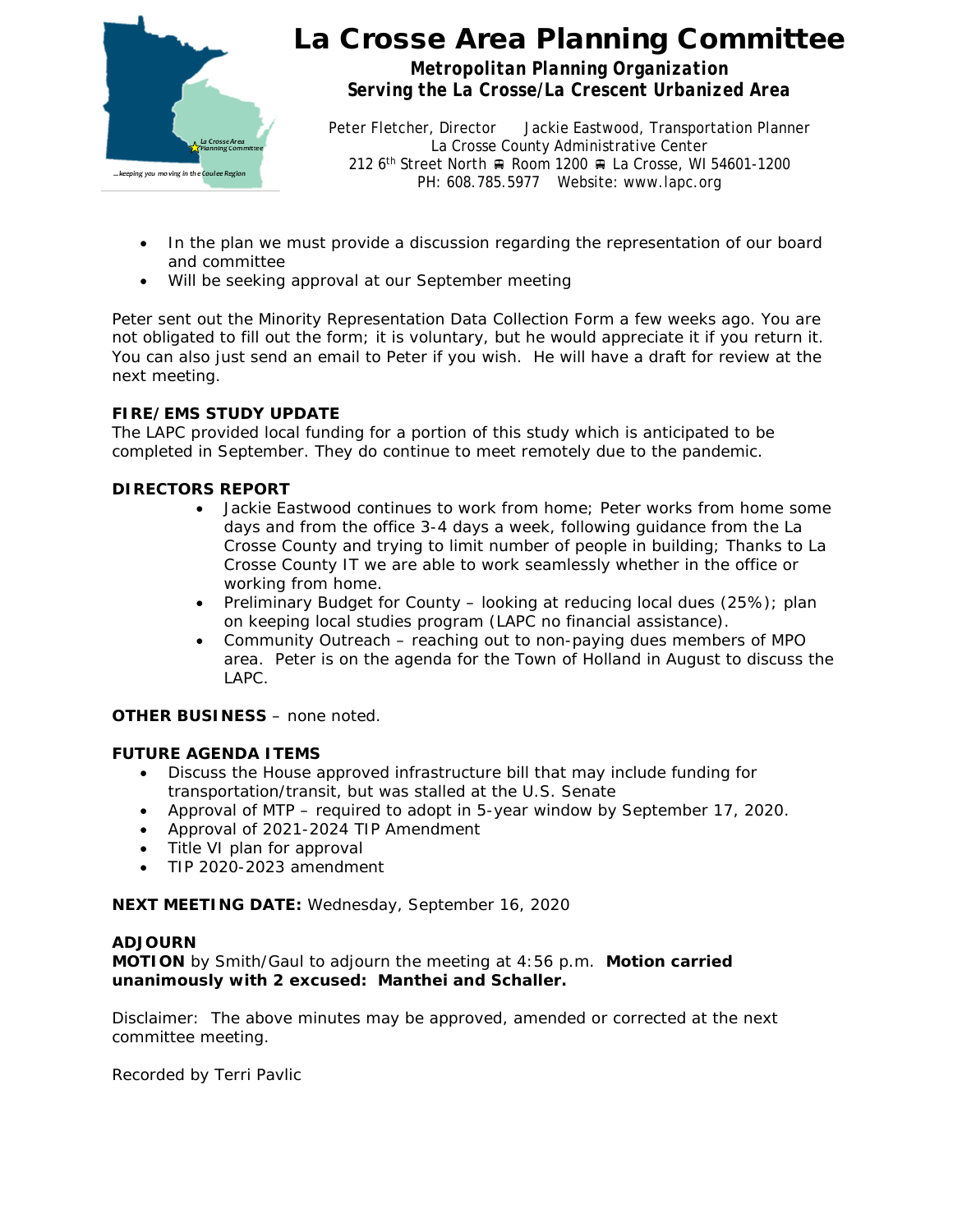# La Crosse Area Planning Committee

***Metropolitan Planning Organization***
***Serving the La Crosse/La Crescent Urbanized Area***

Peter Fletcher, Director Jackie Eastwood, Transportation Planner
La Crosse County Administrative Center
212 6th Street North Room 1200 La Crosse, WI 54601-1200
PH: 608.785.5977 Website: www.lapc.org

- In the plan we must provide a discussion regarding the representation of our board and committee
- Will be seeking approval at our September meeting

Peter sent out the Minority Representation Data Collection Form a few weeks ago. You are not obligated to fill out the form; it is voluntary, but he would appreciate it if you return it. You can also just send an email to Peter if you wish. He will have a draft for review at the next meeting.

**FIRE/EMS STUDY UPDATE**
The LAPC provided local funding for a portion of this study which is anticipated to be completed in September. They do continue to meet remotely due to the pandemic.

**DIRECTORS REPORT**

- Jackie Eastwood continues to work from home; Peter works from home some days and from the office 3-4 days a week, following guidance from the La Crosse County and trying to limit number of people in building; Thanks to La Crosse County IT we are able to work seamlessly whether in the office or working from home.
- Preliminary Budget for County – looking at reducing local dues (25%); plan on keeping local studies program (LAPC no financial assistance).
- Community Outreach – reaching out to non-paying dues members of MPO area. Peter is on the agenda for the Town of Holland in August to discuss the LAPC.

**OTHER BUSINESS** – none noted.

**FUTURE AGENDA ITEMS**

- Discuss the House approved infrastructure bill that may include funding for transportation/transit, but was stalled at the U.S. Senate
- Approval of MTP – required to adopt in 5-year window by September 17, 2020.
- Approval of 2021-2024 TIP Amendment
- Title VI plan for approval
- TIP 2020-2023 amendment

**NEXT MEETING DATE:** Wednesday, September 16, 2020

**ADJOURN**
**MOTION** by Smith/Gaul to adjourn the meeting at 4:56 p.m. **Motion carried unanimously with 2 excused: Manthei and Schaller.**

Disclaimer: The above minutes may be approved, amended or corrected at the next committee meeting.

Recorded by Terri Pavlic